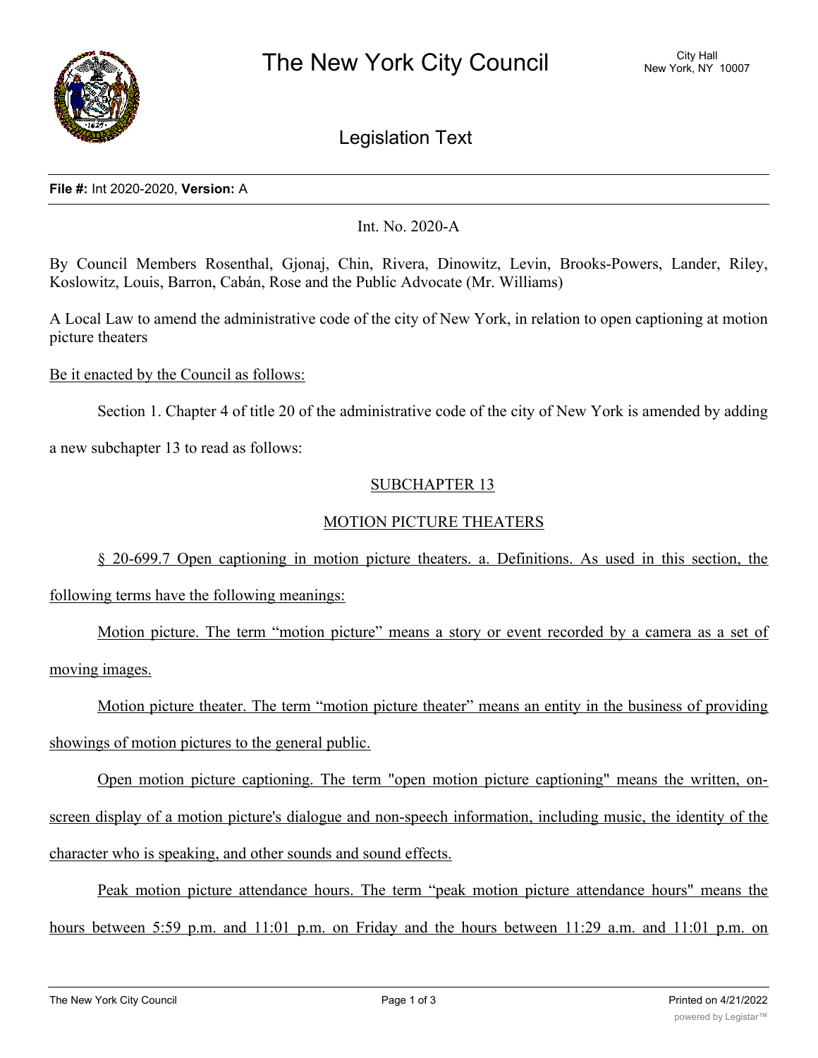# The New York City Council

City Hall
New York, NY 10007

## Legislation Text

**File #:** Int 2020-2020, **Version:** A

Int. No. 2020-A

By Council Members Rosenthal, Gjonaj, Chin, Rivera, Dinowitz, Levin, Brooks-Powers, Lander, Riley, Koslowitz, Louis, Barron, Cabán, Rose and the Public Advocate (Mr. Williams)

A Local Law to amend the administrative code of the city of New York, in relation to open captioning at motion picture theaters

Be it enacted by the Council as follows:

Section 1. Chapter 4 of title 20 of the administrative code of the city of New York is amended by adding a new subchapter 13 to read as follows:

SUBCHAPTER 13

MOTION PICTURE THEATERS

§ 20-699.7 Open captioning in motion picture theaters. a. Definitions. As used in this section, the following terms have the following meanings:

Motion picture. The term "motion picture" means a story or event recorded by a camera as a set of moving images.

Motion picture theater. The term "motion picture theater" means an entity in the business of providing showings of motion pictures to the general public.

Open motion picture captioning. The term "open motion picture captioning" means the written, on-screen display of a motion picture's dialogue and non-speech information, including music, the identity of the character who is speaking, and other sounds and sound effects.

Peak motion picture attendance hours. The term "peak motion picture attendance hours" means the hours between 5:59 p.m. and 11:01 p.m. on Friday and the hours between 11:29 a.m. and 11:01 p.m. on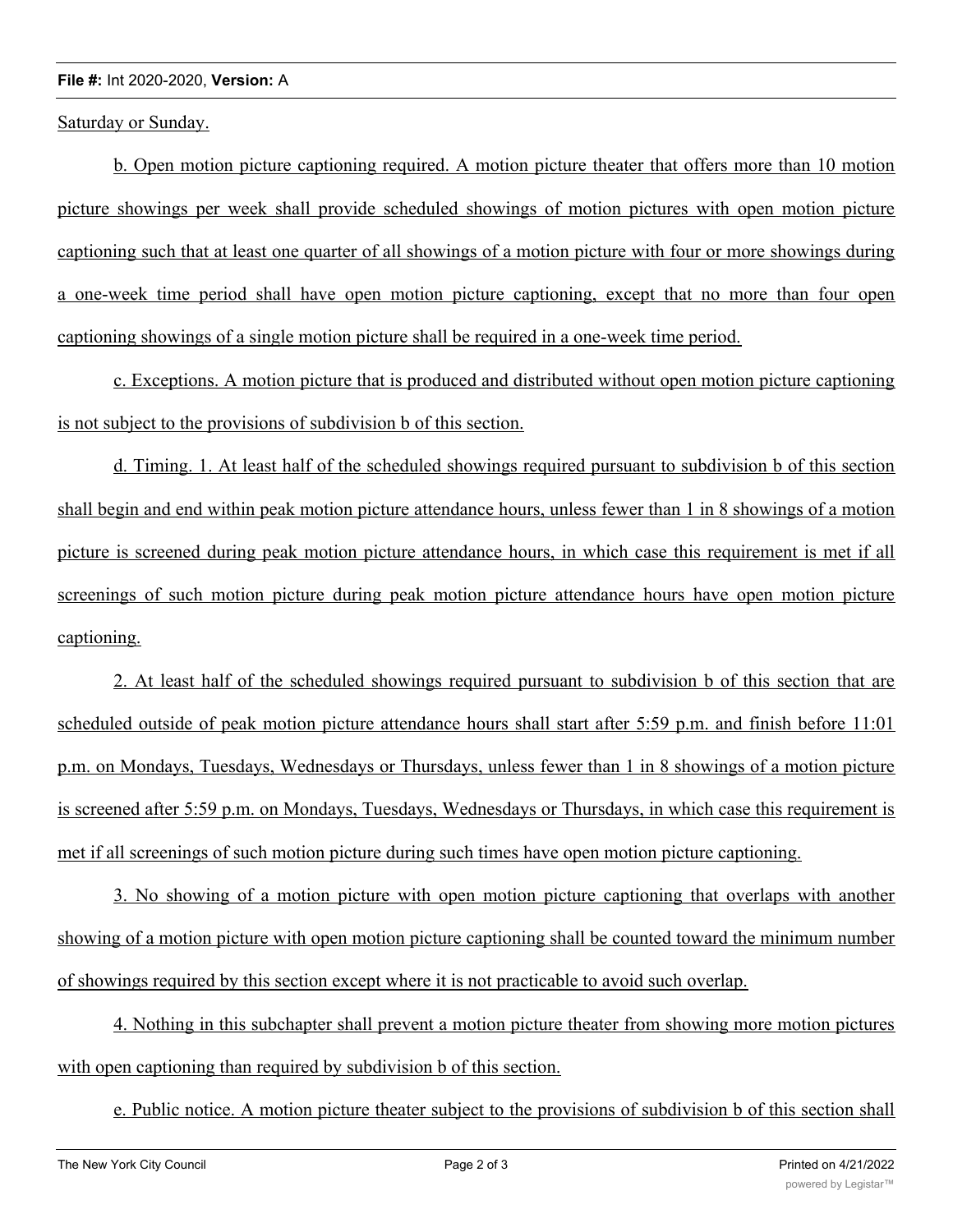Saturday or Sunday.

b. Open motion picture captioning required. A motion picture theater that offers more than 10 motion picture showings per week shall provide scheduled showings of motion pictures with open motion picture captioning such that at least one quarter of all showings of a motion picture with four or more showings during a one-week time period shall have open motion picture captioning, except that no more than four open captioning showings of a single motion picture shall be required in a one-week time period.

c. Exceptions. A motion picture that is produced and distributed without open motion picture captioning is not subject to the provisions of subdivision b of this section.

d. Timing. 1. At least half of the scheduled showings required pursuant to subdivision b of this section shall begin and end within peak motion picture attendance hours, unless fewer than 1 in 8 showings of a motion picture is screened during peak motion picture attendance hours, in which case this requirement is met if all screenings of such motion picture during peak motion picture attendance hours have open motion picture captioning.

2. At least half of the scheduled showings required pursuant to subdivision b of this section that are scheduled outside of peak motion picture attendance hours shall start after 5:59 p.m. and finish before 11:01 p.m. on Mondays, Tuesdays, Wednesdays or Thursdays, unless fewer than 1 in 8 showings of a motion picture is screened after 5:59 p.m. on Mondays, Tuesdays, Wednesdays or Thursdays, in which case this requirement is met if all screenings of such motion picture during such times have open motion picture captioning.

3. No showing of a motion picture with open motion picture captioning that overlaps with another showing of a motion picture with open motion picture captioning shall be counted toward the minimum number of showings required by this section except where it is not practicable to avoid such overlap.

4. Nothing in this subchapter shall prevent a motion picture theater from showing more motion pictures with open captioning than required by subdivision b of this section.

e. Public notice. A motion picture theater subject to the provisions of subdivision b of this section shall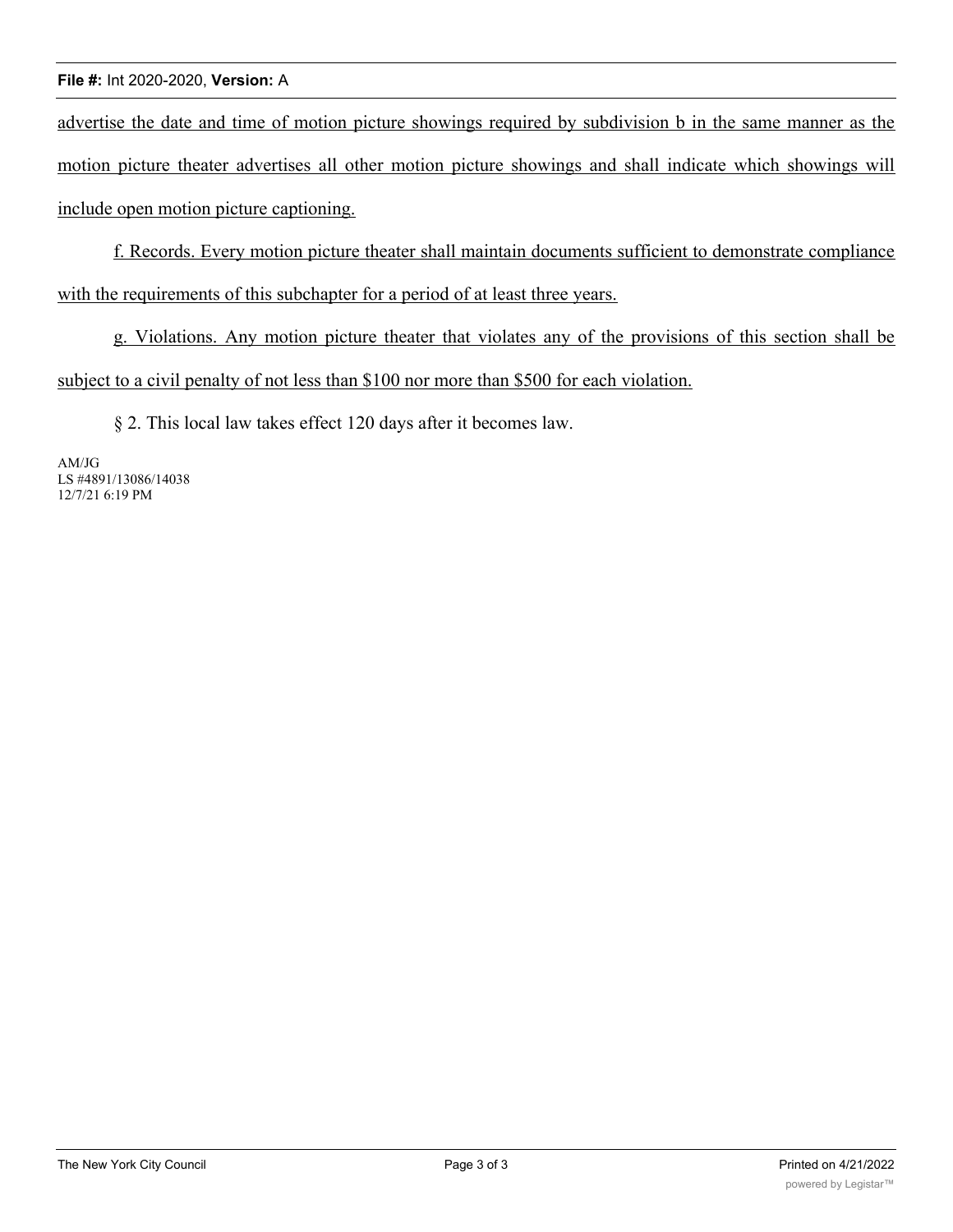advertise the date and time of motion picture showings required by subdivision b in the same manner as the motion picture theater advertises all other motion picture showings and shall indicate which showings will include open motion picture captioning.

f. Records. Every motion picture theater shall maintain documents sufficient to demonstrate compliance with the requirements of this subchapter for a period of at least three years.

g. Violations. Any motion picture theater that violates any of the provisions of this section shall be subject to a civil penalty of not less than $100 nor more than $500 for each violation.

§ 2. This local law takes effect 120 days after it becomes law.

AM/JG
LS #4891/13086/14038
12/7/21 6:19 PM